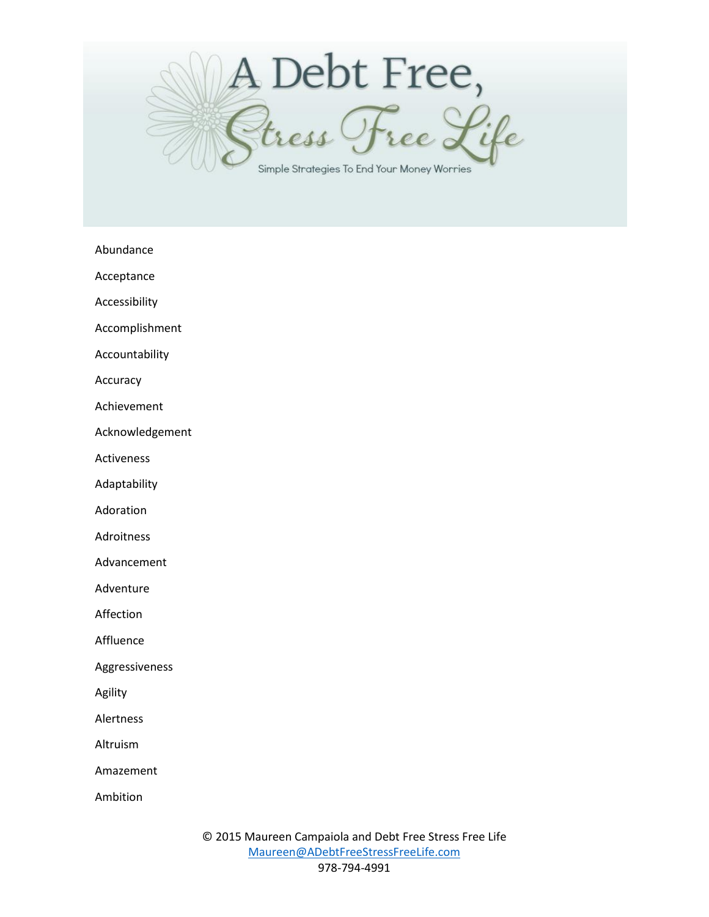# A Debt Free, Stress Free Life

Simple Strategies To End Your Money Worries

Abundance

Acceptance

Accessibility

Accomplishment

Accountability

Accuracy

Achievement

Acknowledgement

Activeness

Adaptability

Adoration

Adroitness

Advancement

Adventure

Affection

Affluence

Aggressiveness

Agility

Alertness

Altruism

Amazement

Ambition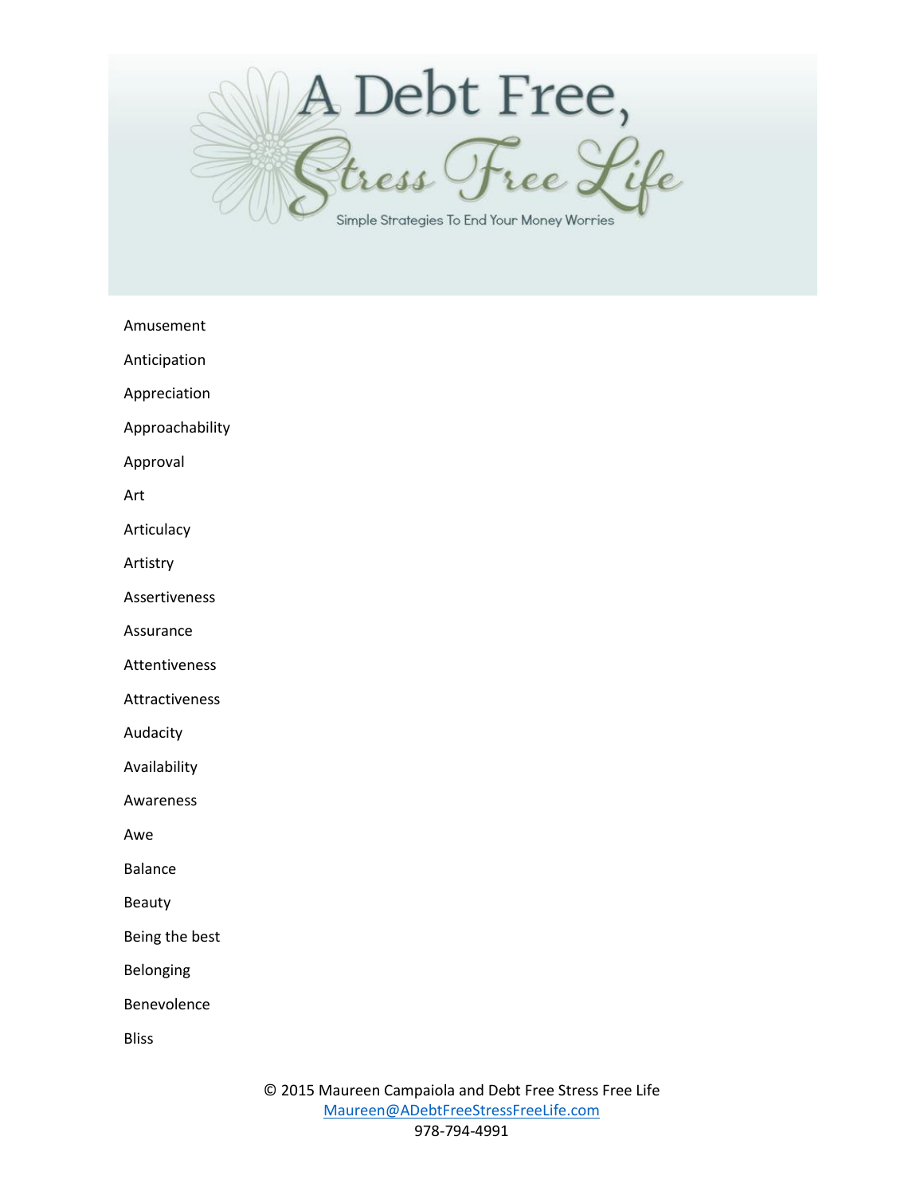Amusement

Anticipation

Appreciation

Approachability

Approval

Art

Articulacy

Artistry

Assertiveness

Assurance

Attentiveness

Attractiveness

Audacity

Availability

Awareness

Awe

Balance

Beauty

Being the best

Belonging

Benevolence

Bliss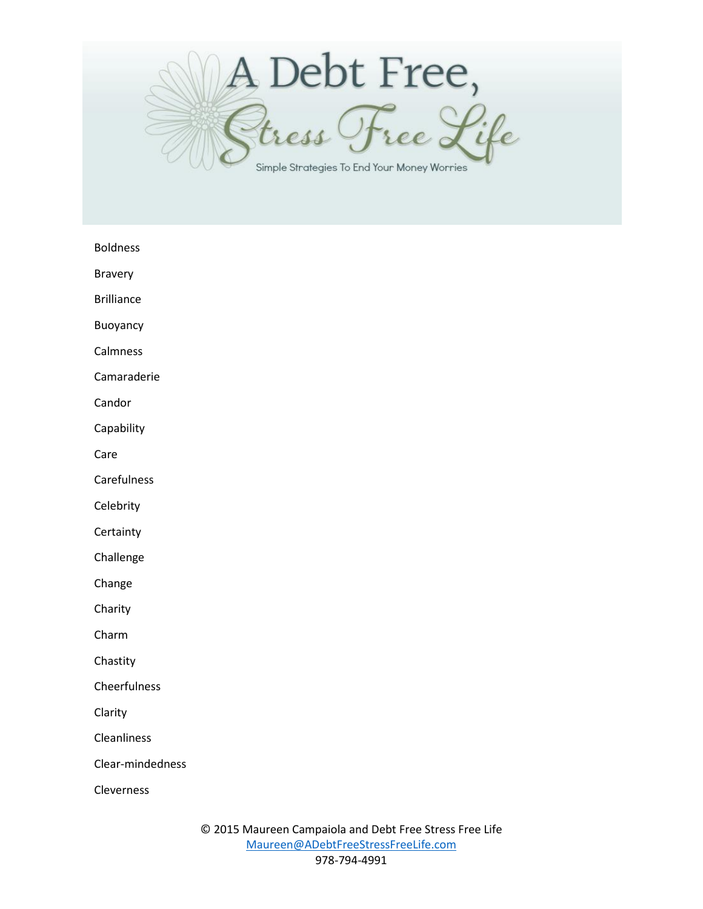Boldness

Bravery

Brilliance

Buoyancy

Calmness

Camaraderie

Candor

Capability

Care

Carefulness

Celebrity

Certainty

Challenge

Change

Charity

Charm

Chastity

Cheerfulness

Clarity

Cleanliness

Clear-mindedness

Cleverness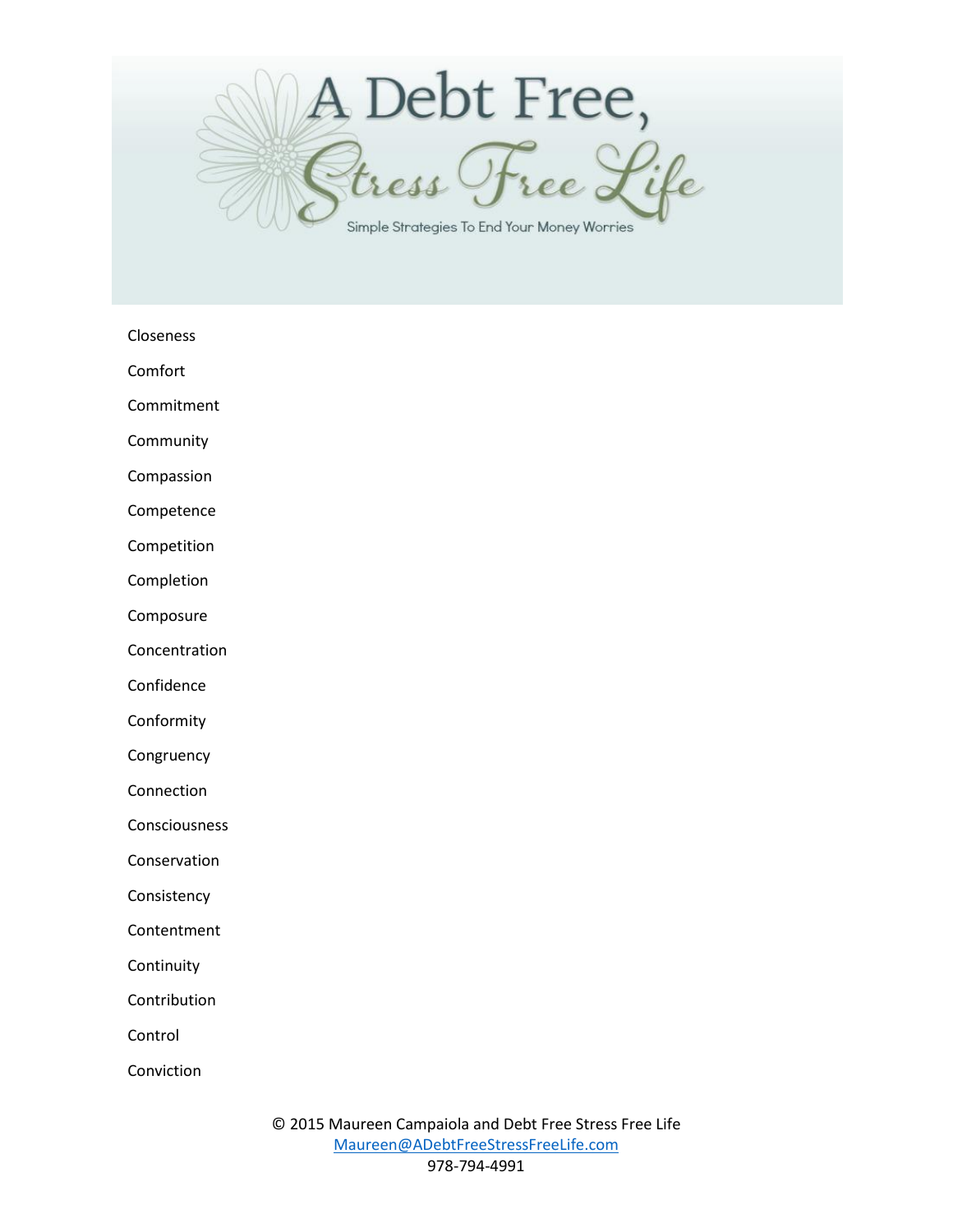Closeness

Comfort

Commitment

Community

Compassion

Competence

Competition

Completion

Composure

Concentration

Confidence

Conformity

Congruency

Connection

Consciousness

Conservation

Consistency

Contentment

Continuity

Contribution

Control

Conviction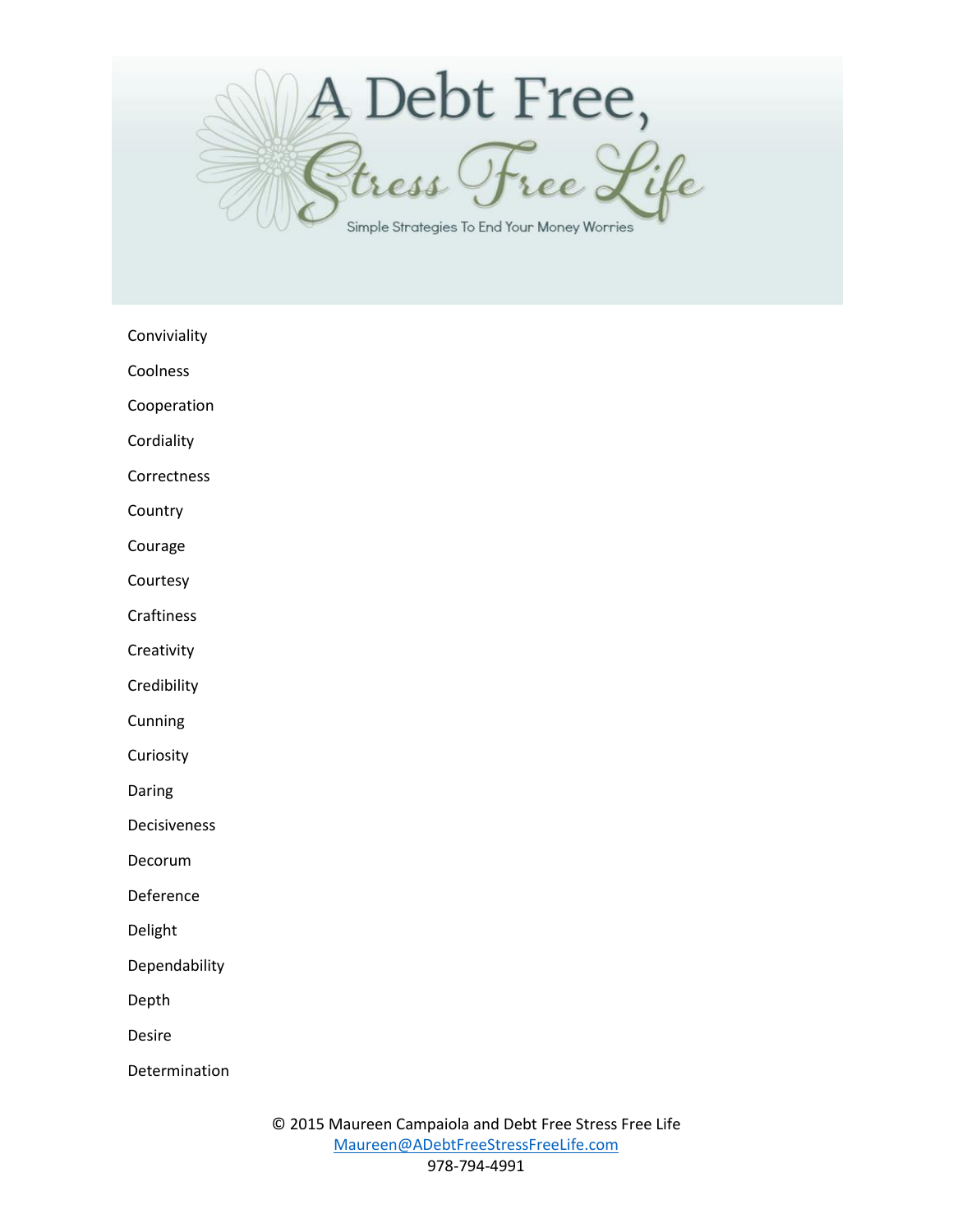Conviviality

Coolness

Cooperation

Cordiality

Correctness

Country

Courage

Courtesy

Craftiness

Creativity

Credibility

Cunning

Curiosity

Daring

Decisiveness

Decorum

Deference

Delight

Dependability

Depth

Desire

Determination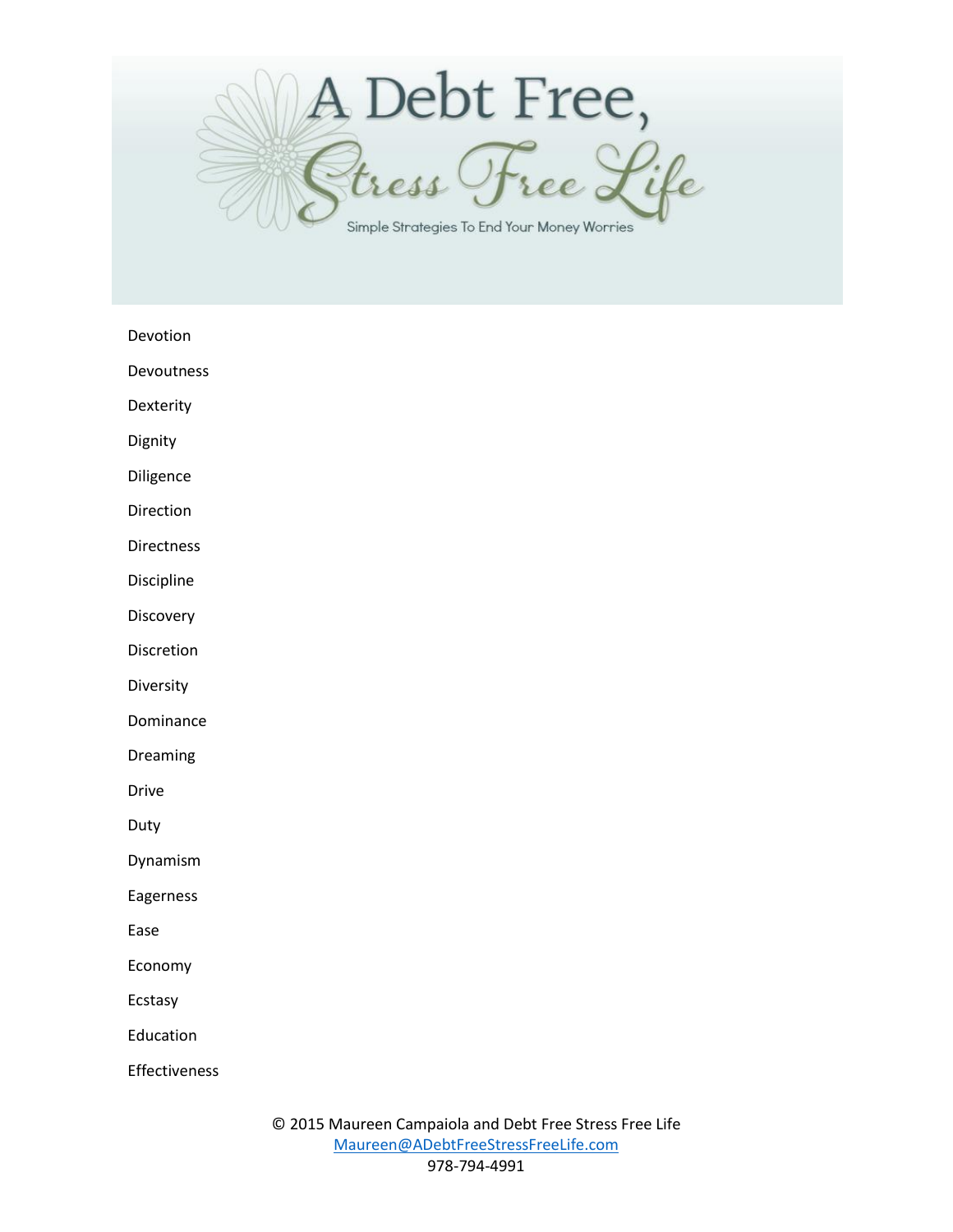Devotion

Devoutness

Dexterity

Dignity

Diligence

Direction

Directness

Discipline

Discovery

Discretion

Diversity

Dominance

Dreaming

Drive

Duty

Dynamism

Eagerness

Ease

Economy

Ecstasy

Education

Effectiveness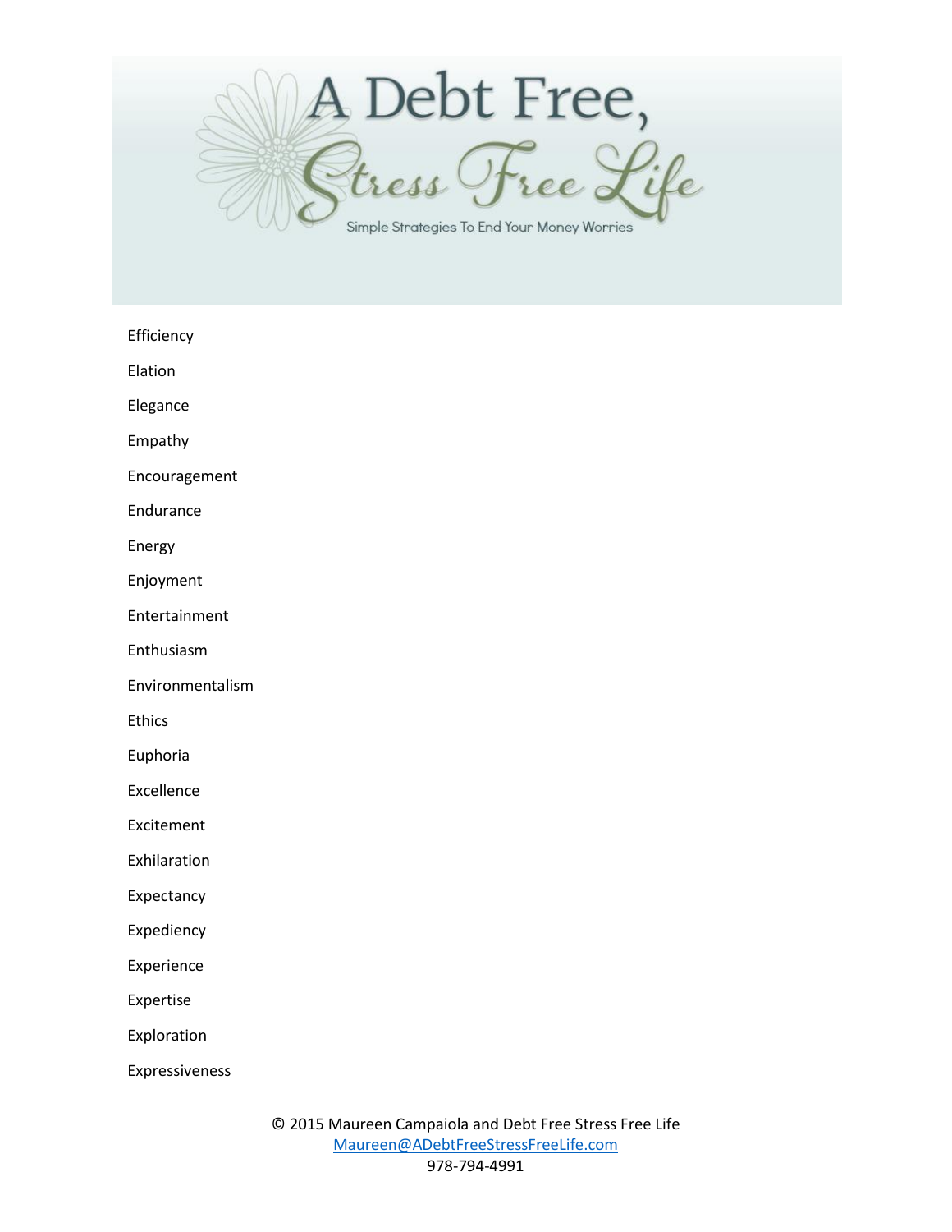Efficiency

Elation

Elegance

Empathy

Encouragement

Endurance

Energy

Enjoyment

Entertainment

Enthusiasm

Environmentalism

Ethics

Euphoria

Excellence

Excitement

Exhilaration

Expectancy

Expediency

Experience

Expertise

Exploration

Expressiveness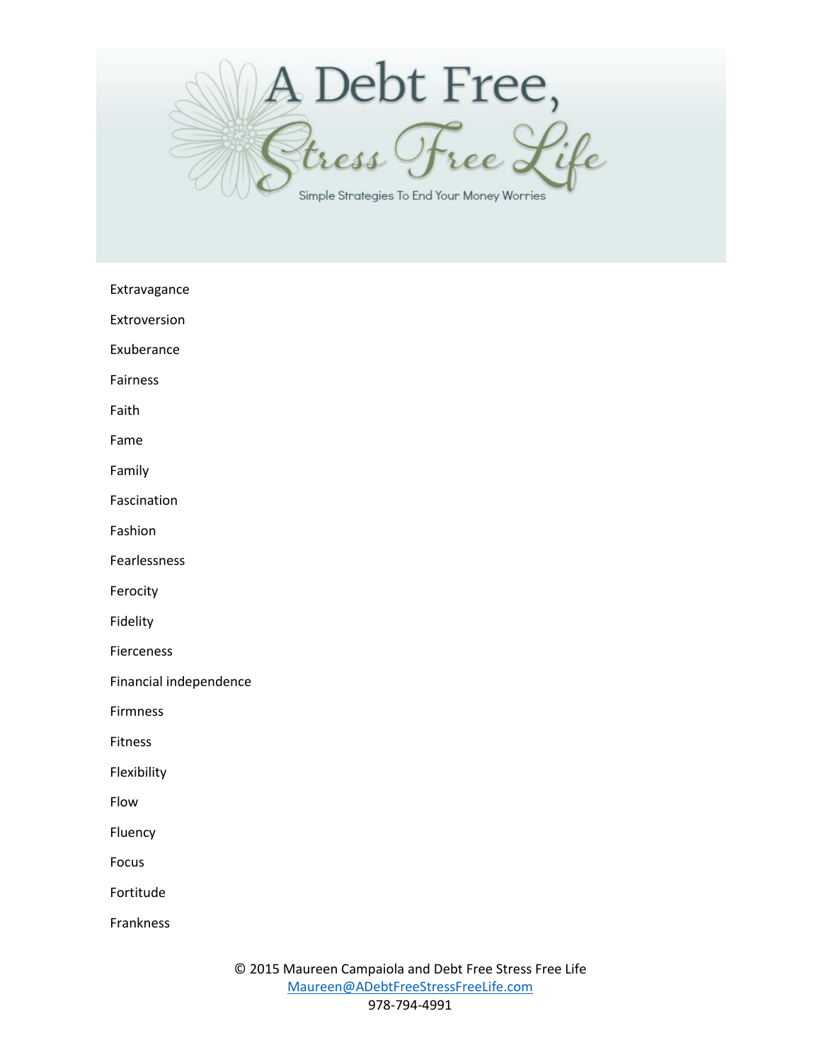Extravagance

Extroversion

Exuberance

Fairness

Faith

Fame

Family

Fascination

Fashion

Fearlessness

Ferocity

Fidelity

Fierceness

Financial independence

Firmness

Fitness

Flexibility

Flow

Fluency

Focus

Fortitude

Frankness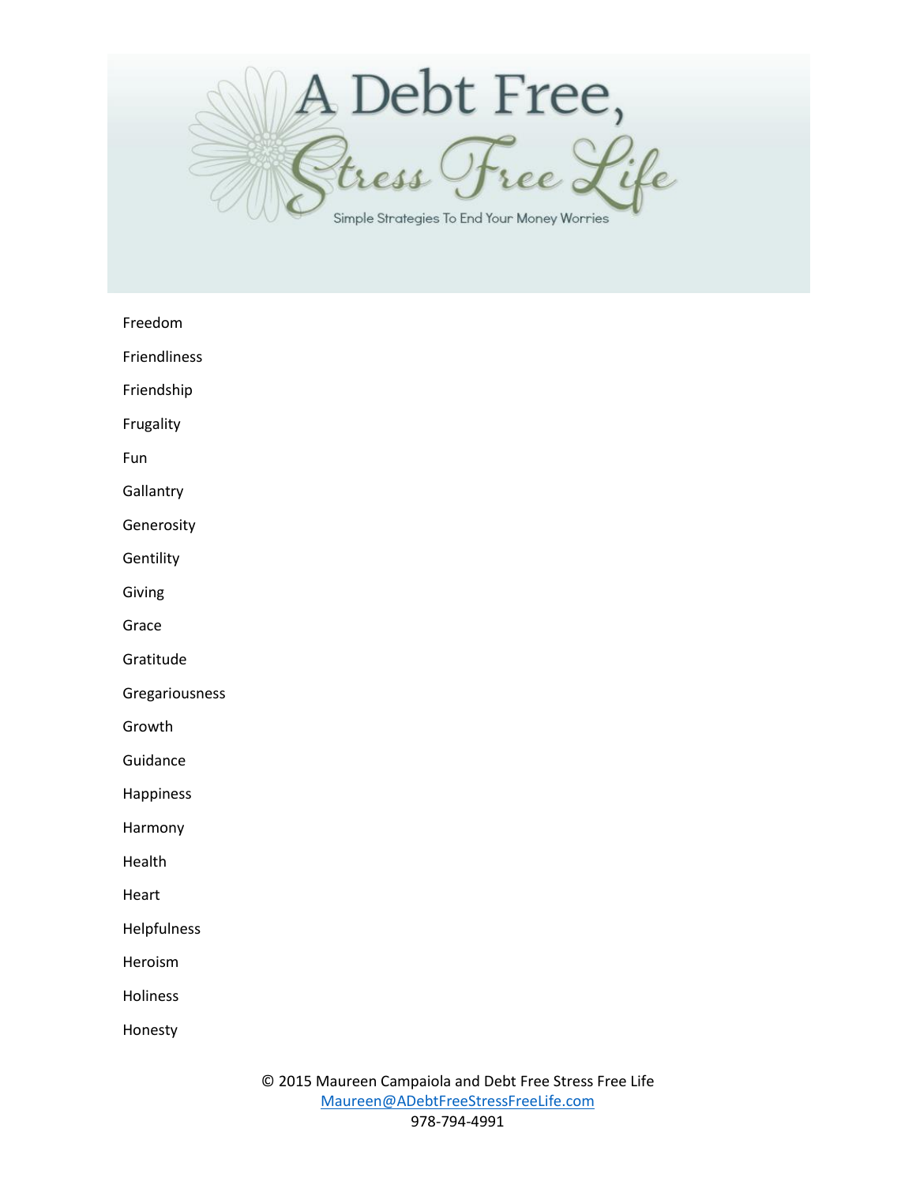Freedom

Friendliness

Friendship

Frugality

Fun

Gallantry

Generosity

Gentility

Giving

Grace

Gratitude

Gregariousness

Growth

Guidance

Happiness

Harmony

Health

Heart

Helpfulness

Heroism

Holiness

Honesty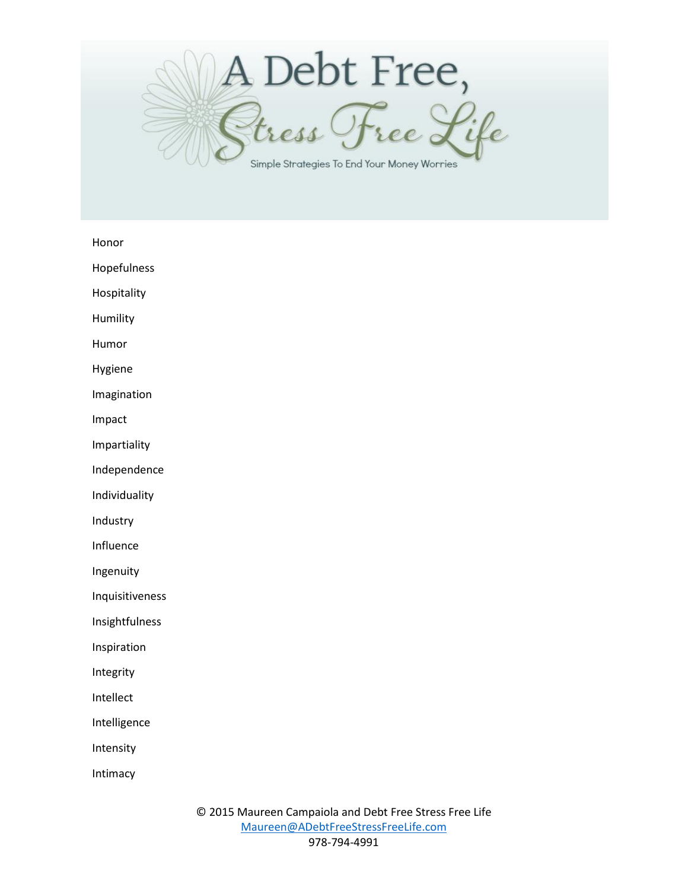Honor

Hopefulness

Hospitality

Humility

Humor

Hygiene

Imagination

Impact

Impartiality

Independence

Individuality

Industry

Influence

Ingenuity

Inquisitiveness

Insightfulness

Inspiration

Integrity

Intellect

Intelligence

Intensity

Intimacy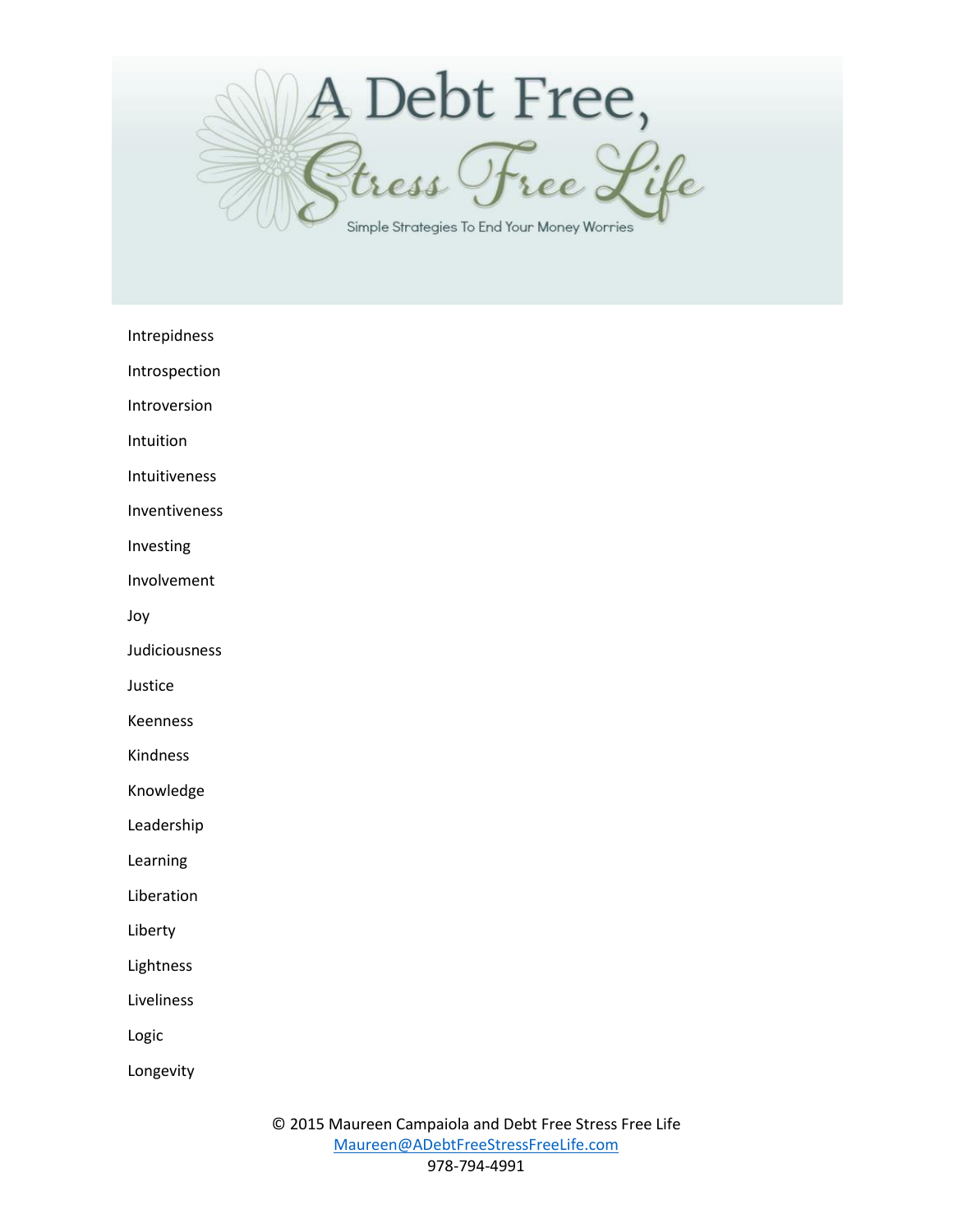Intrepidness

Introspection

Introversion

Intuition

Intuitiveness

Inventiveness

Investing

Involvement

Joy

Judiciousness

Justice

Keenness

Kindness

Knowledge

Leadership

Learning

Liberation

Liberty

Lightness

Liveliness

Logic

Longevity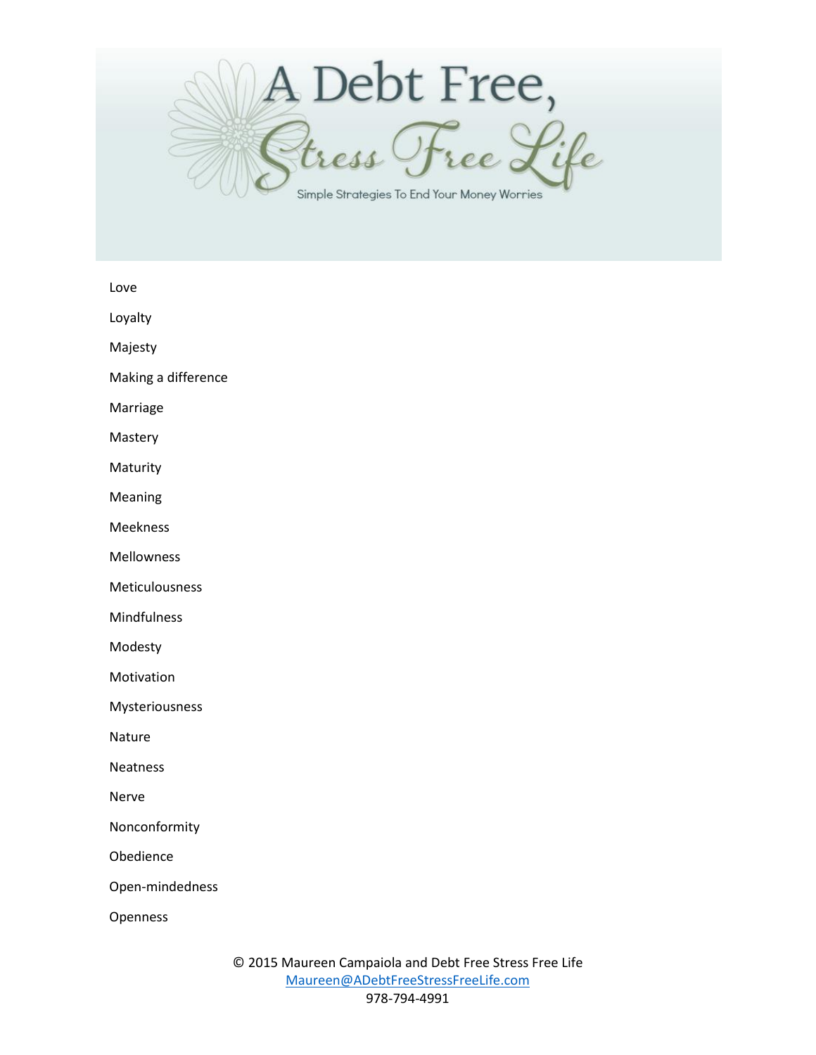Love

Loyalty

Majesty

Making a difference

Marriage

Mastery

Maturity

Meaning

Meekness

Mellowness

Meticulousness

Mindfulness

Modesty

Motivation

Mysteriousness

Nature

Neatness

Nerve

Nonconformity

Obedience

Open-mindedness

Openness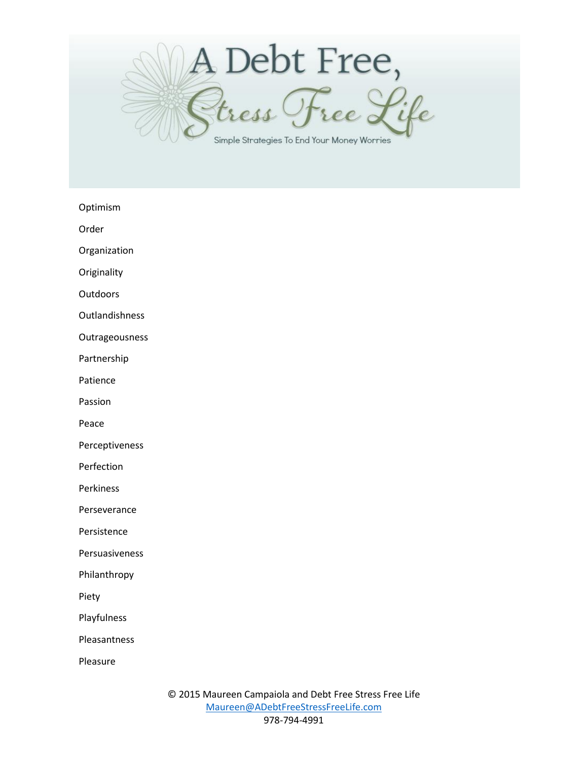Optimism

Order

Organization

Originality

Outdoors

Outlandishness

Outrageousness

Partnership

Patience

Passion

Peace

Perceptiveness

Perfection

Perkiness

Perseverance

Persistence

Persuasiveness

Philanthropy

Piety

Playfulness

Pleasantness

Pleasure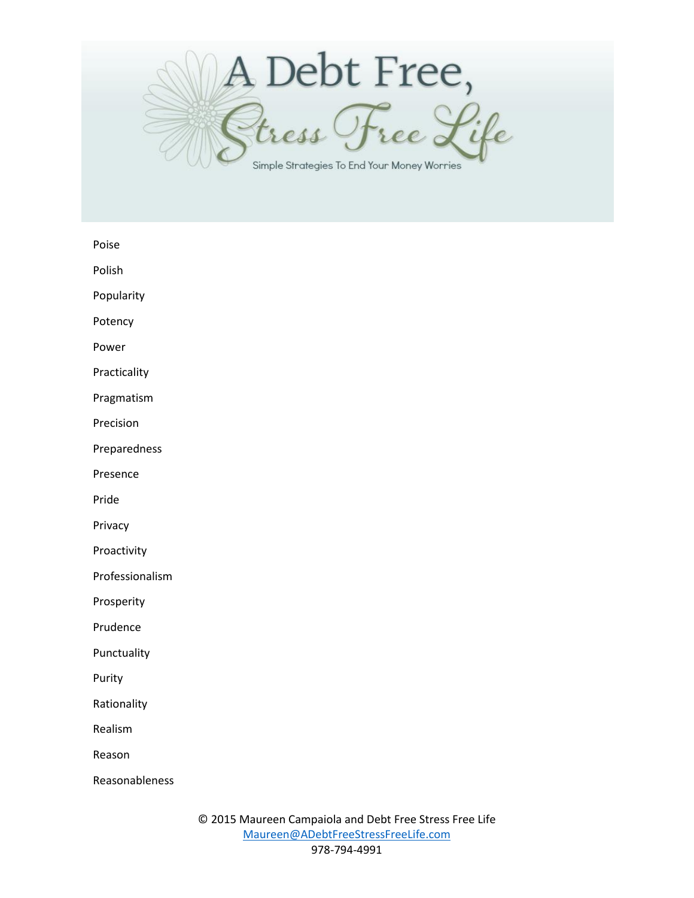Poise

Polish

Popularity

Potency

Power

Practicality

Pragmatism

Precision

Preparedness

Presence

Pride

Privacy

Proactivity

Professionalism

Prosperity

Prudence

Punctuality

Purity

Rationality

Realism

Reason

Reasonableness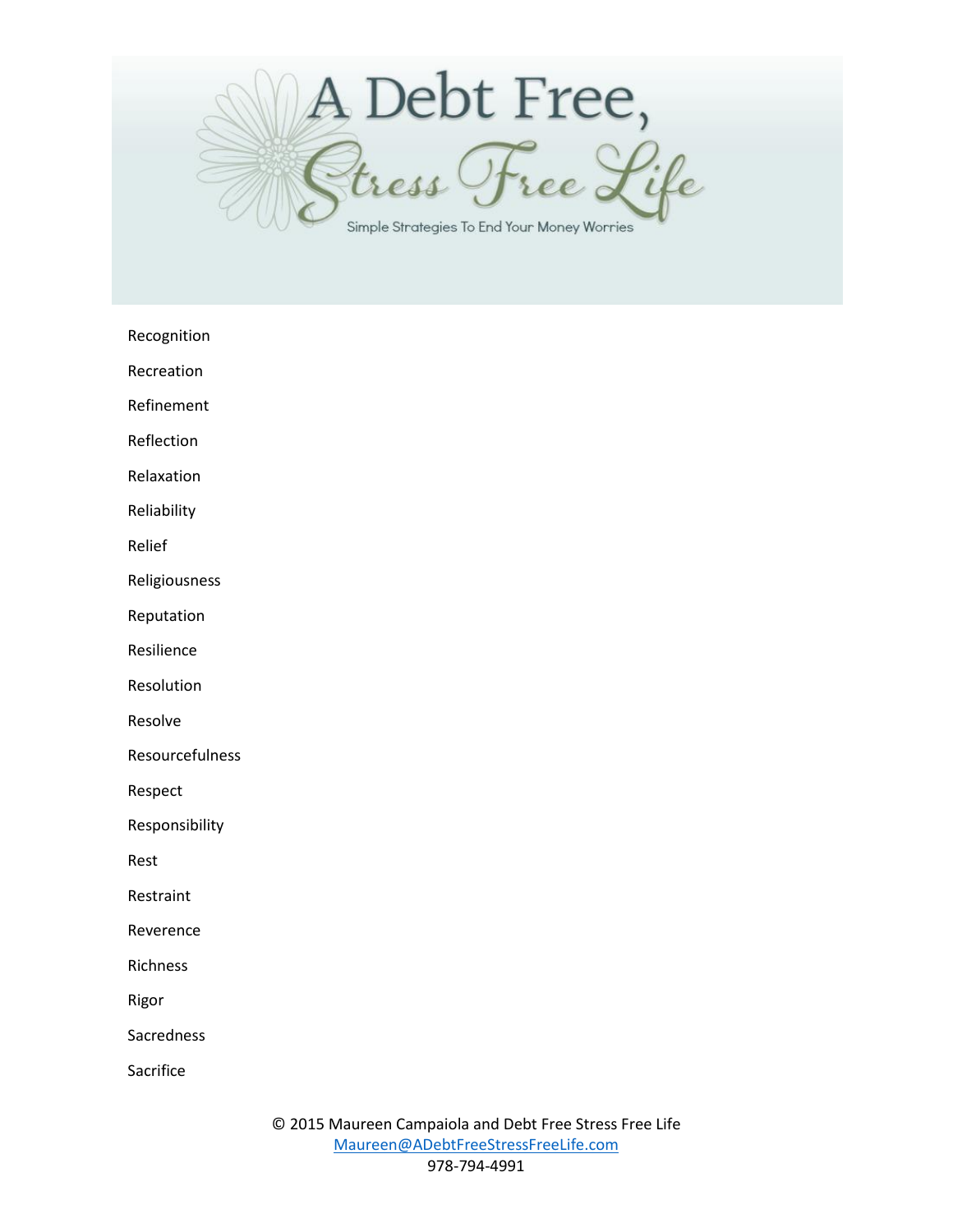Recognition

Recreation

Refinement

Reflection

Relaxation

Reliability

Relief

Religiousness

Reputation

Resilience

Resolution

Resolve

Resourcefulness

Respect

Responsibility

Rest

Restraint

Reverence

Richness

Rigor

Sacredness

Sacrifice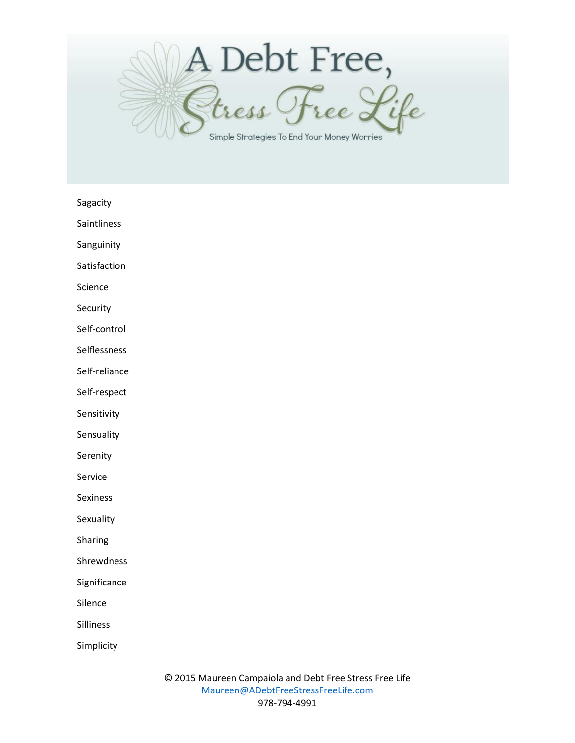Sagacity

Saintliness

Sanguinity

Satisfaction

Science

Security

Self-control

Selflessness

Self-reliance

Self-respect

Sensitivity

Sensuality

Serenity

Service

Sexiness

Sexuality

Sharing

Shrewdness

Significance

Silence

Silliness

Simplicity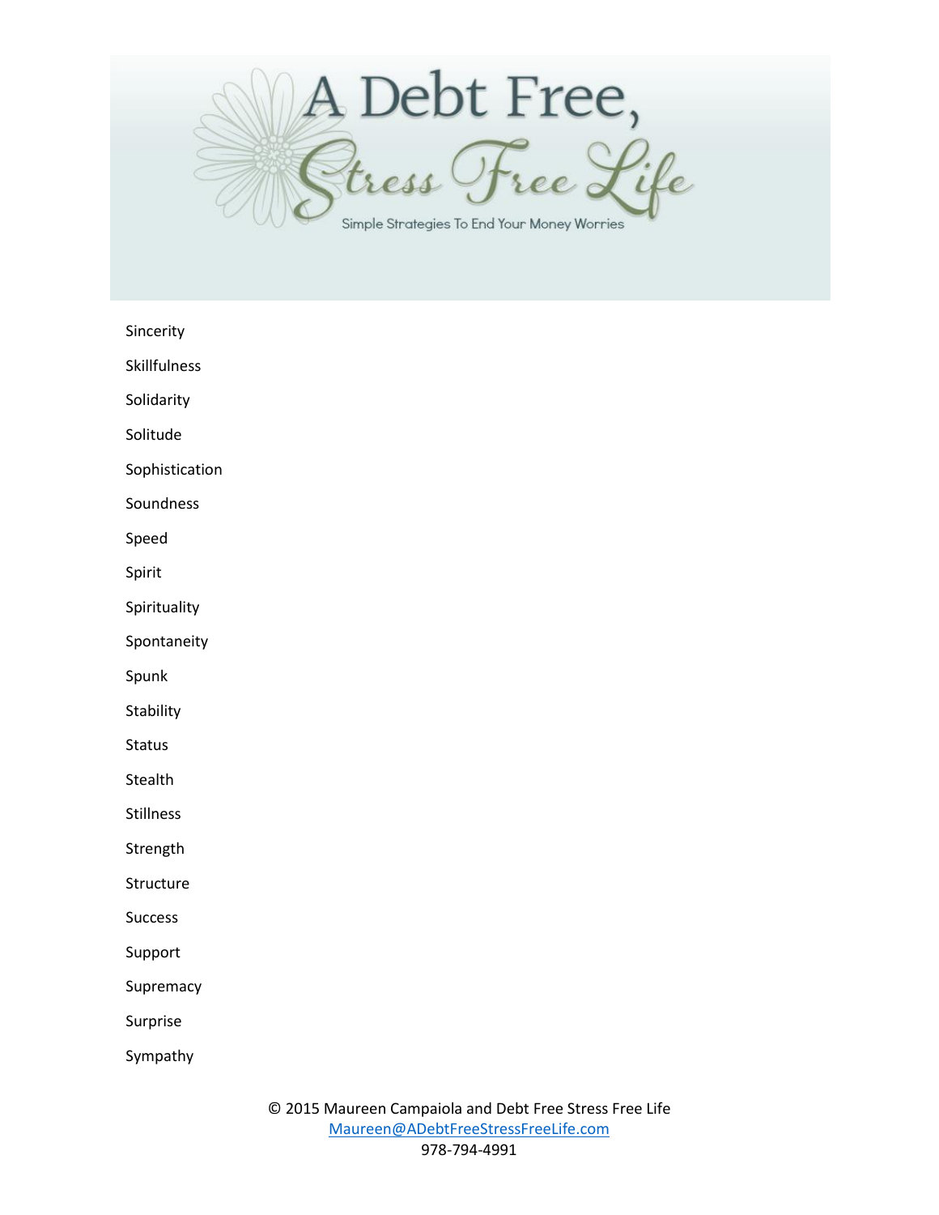Sincerity

Skillfulness

Solidarity

Solitude

Sophistication

Soundness

Speed

Spirit

Spirituality

Spontaneity

Spunk

Stability

Status

Stealth

Stillness

Strength

Structure

Success

Support

Supremacy

Surprise

Sympathy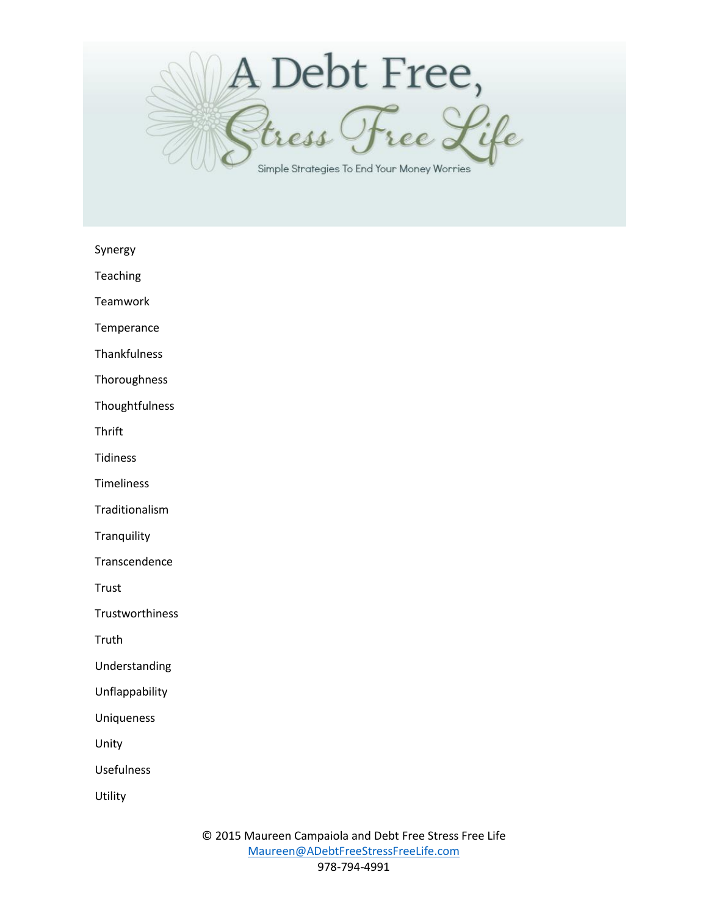Synergy

Teaching

Teamwork

Temperance

Thankfulness

Thoroughness

Thoughtfulness

Thrift

Tidiness

Timeliness

Traditionalism

Tranquility

Transcendence

Trust

Trustworthiness

Truth

Understanding

Unflappability

Uniqueness

Unity

Usefulness

Utility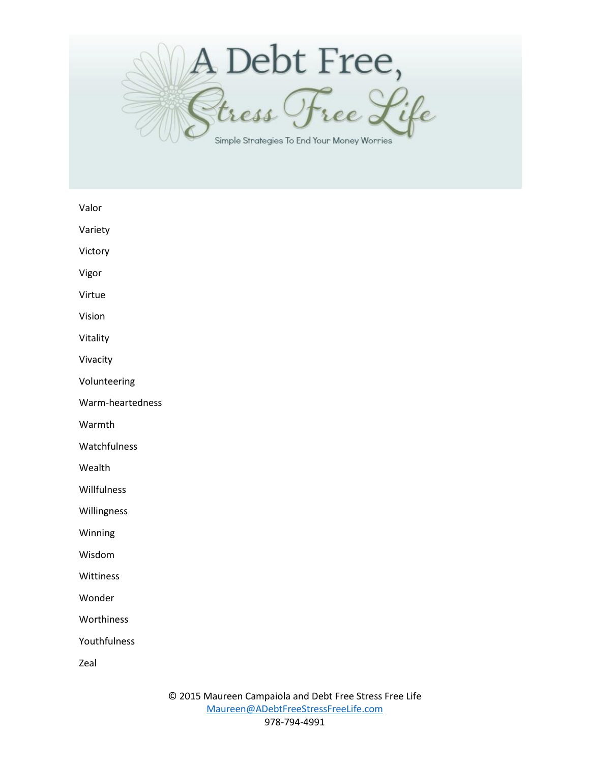Valor

Variety

Victory

Vigor

Virtue

Vision

Vitality

Vivacity

Volunteering

Warm-heartedness

Warmth

Watchfulness

Wealth

Willfulness

Willingness

Winning

Wisdom

Wittiness

Wonder

Worthiness

Youthfulness

Zeal